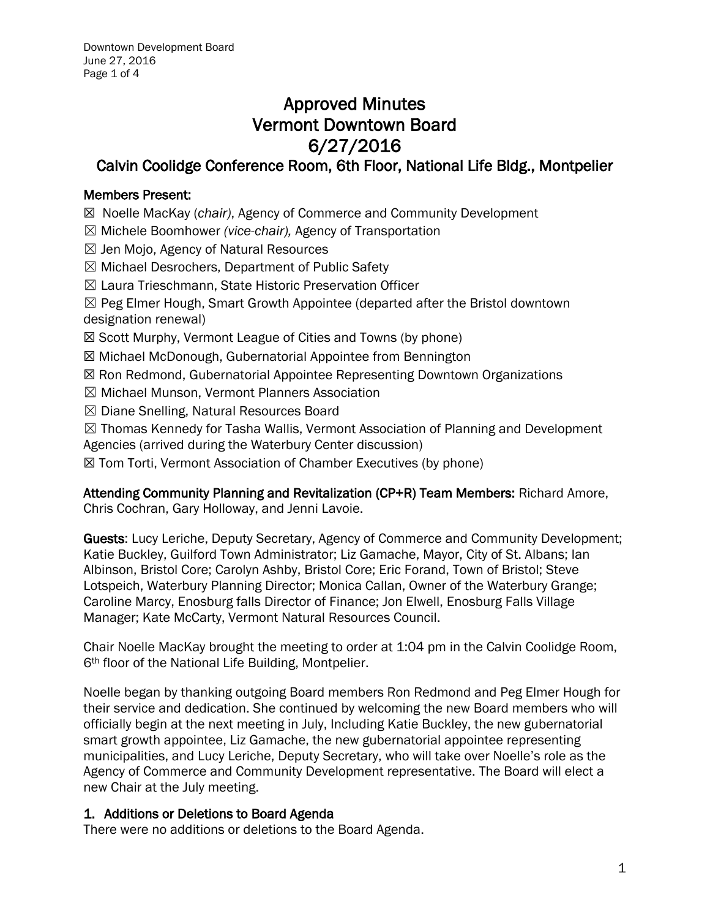# Approved Minutes
# Vermont Downtown Board
# 6/27/2016
## Calvin Coolidge Conference Room, 6th Floor, National Life Bldg., Montpelier

**Members Present:**

☒ Noelle MacKay (*chair)*, Agency of Commerce and Community Development
☒ Michele Boomhower *(vice-chair),* Agency of Transportation
☒ Jen Mojo, Agency of Natural Resources
☒ Michael Desrochers, Department of Public Safety
☒ Laura Trieschmann, State Historic Preservation Officer
☒ Peg Elmer Hough, Smart Growth Appointee (departed after the Bristol downtown designation renewal)
☒ Scott Murphy, Vermont League of Cities and Towns (by phone)
☒ Michael McDonough, Gubernatorial Appointee from Bennington
☒ Ron Redmond, Gubernatorial Appointee Representing Downtown Organizations
☒ Michael Munson, Vermont Planners Association
☒ Diane Snelling, Natural Resources Board
☒ Thomas Kennedy for Tasha Wallis, Vermont Association of Planning and Development Agencies (arrived during the Waterbury Center discussion)
☒ Tom Torti, Vermont Association of Chamber Executives (by phone)

**Attending Community Planning and Revitalization (CP+R) Team Members:** Richard Amore, Chris Cochran, Gary Holloway, and Jenni Lavoie.

**Guests**: Lucy Leriche, Deputy Secretary, Agency of Commerce and Community Development; Katie Buckley, Guilford Town Administrator; Liz Gamache, Mayor, City of St. Albans; Ian Albinson, Bristol Core; Carolyn Ashby, Bristol Core; Eric Forand, Town of Bristol; Steve Lotspeich, Waterbury Planning Director; Monica Callan, Owner of the Waterbury Grange; Caroline Marcy, Enosburg falls Director of Finance; Jon Elwell, Enosburg Falls Village Manager; Kate McCarty, Vermont Natural Resources Council.

Chair Noelle MacKay brought the meeting to order at 1:04 pm in the Calvin Coolidge Room, 6th floor of the National Life Building, Montpelier.

Noelle began by thanking outgoing Board members Ron Redmond and Peg Elmer Hough for their service and dedication. She continued by welcoming the new Board members who will officially begin at the next meeting in July, Including Katie Buckley, the new gubernatorial smart growth appointee, Liz Gamache, the new gubernatorial appointee representing municipalities, and Lucy Leriche, Deputy Secretary, who will take over Noelle's role as the Agency of Commerce and Community Development representative. The Board will elect a new Chair at the July meeting.

### 1. Additions or Deletions to Board Agenda

There were no additions or deletions to the Board Agenda.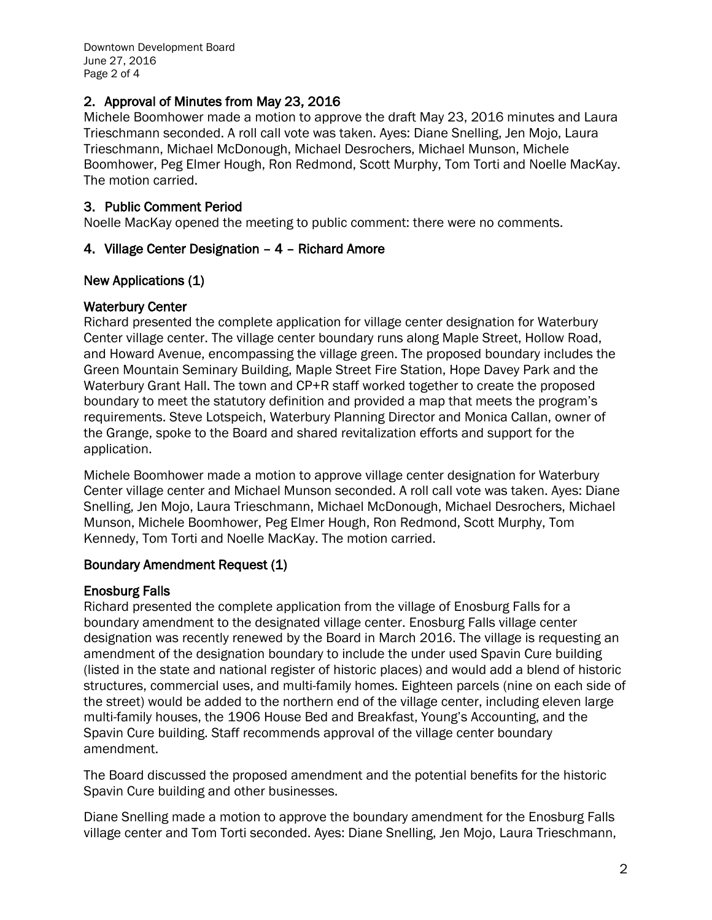## 2. Approval of Minutes from May 23, 2016

Michele Boomhower made a motion to approve the draft May 23, 2016 minutes and Laura Trieschmann seconded. A roll call vote was taken. Ayes: Diane Snelling, Jen Mojo, Laura Trieschmann, Michael McDonough, Michael Desrochers, Michael Munson, Michele Boomhower, Peg Elmer Hough, Ron Redmond, Scott Murphy, Tom Torti and Noelle MacKay. The motion carried.

## 3. Public Comment Period

Noelle MacKay opened the meeting to public comment: there were no comments.

## 4. Village Center Designation – 4 – Richard Amore

### New Applications (1)

### Waterbury Center

Richard presented the complete application for village center designation for Waterbury Center village center. The village center boundary runs along Maple Street, Hollow Road, and Howard Avenue, encompassing the village green. The proposed boundary includes the Green Mountain Seminary Building, Maple Street Fire Station, Hope Davey Park and the Waterbury Grant Hall. The town and CP+R staff worked together to create the proposed boundary to meet the statutory definition and provided a map that meets the program's requirements. Steve Lotspeich, Waterbury Planning Director and Monica Callan, owner of the Grange, spoke to the Board and shared revitalization efforts and support for the application.

Michele Boomhower made a motion to approve village center designation for Waterbury Center village center and Michael Munson seconded. A roll call vote was taken. Ayes: Diane Snelling, Jen Mojo, Laura Trieschmann, Michael McDonough, Michael Desrochers, Michael Munson, Michele Boomhower, Peg Elmer Hough, Ron Redmond, Scott Murphy, Tom Kennedy, Tom Torti and Noelle MacKay. The motion carried.

### Boundary Amendment Request (1)

### Enosburg Falls

Richard presented the complete application from the village of Enosburg Falls for a boundary amendment to the designated village center. Enosburg Falls village center designation was recently renewed by the Board in March 2016. The village is requesting an amendment of the designation boundary to include the under used Spavin Cure building (listed in the state and national register of historic places) and would add a blend of historic structures, commercial uses, and multi-family homes. Eighteen parcels (nine on each side of the street) would be added to the northern end of the village center, including eleven large multi-family houses, the 1906 House Bed and Breakfast, Young's Accounting, and the Spavin Cure building. Staff recommends approval of the village center boundary amendment.

The Board discussed the proposed amendment and the potential benefits for the historic Spavin Cure building and other businesses.

Diane Snelling made a motion to approve the boundary amendment for the Enosburg Falls village center and Tom Torti seconded. Ayes: Diane Snelling, Jen Mojo, Laura Trieschmann,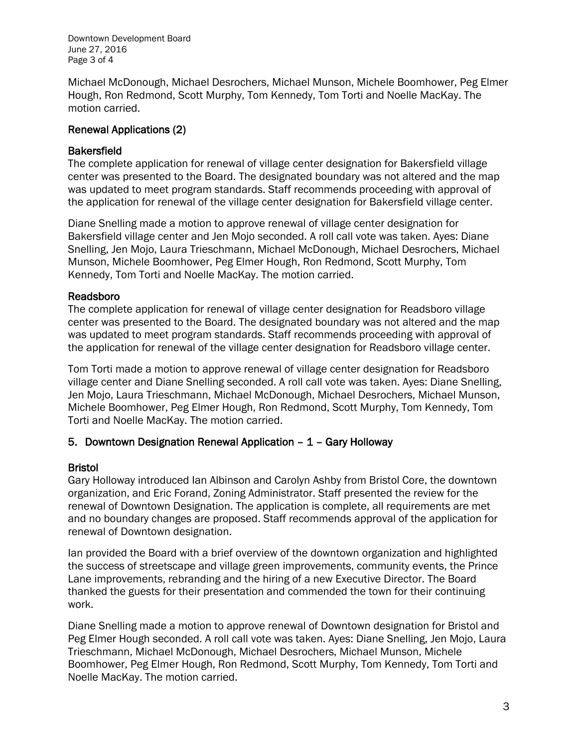Michael McDonough, Michael Desrochers, Michael Munson, Michele Boomhower, Peg Elmer Hough, Ron Redmond, Scott Murphy, Tom Kennedy, Tom Torti and Noelle MacKay. The motion carried.

### Renewal Applications (2)

### Bakersfield

The complete application for renewal of village center designation for Bakersfield village center was presented to the Board. The designated boundary was not altered and the map was updated to meet program standards. Staff recommends proceeding with approval of the application for renewal of the village center designation for Bakersfield village center.

Diane Snelling made a motion to approve renewal of village center designation for Bakersfield village center and Jen Mojo seconded. A roll call vote was taken. Ayes: Diane Snelling, Jen Mojo, Laura Trieschmann, Michael McDonough, Michael Desrochers, Michael Munson, Michele Boomhower, Peg Elmer Hough, Ron Redmond, Scott Murphy, Tom Kennedy, Tom Torti and Noelle MacKay. The motion carried.

### Readsboro

The complete application for renewal of village center designation for Readsboro village center was presented to the Board. The designated boundary was not altered and the map was updated to meet program standards. Staff recommends proceeding with approval of the application for renewal of the village center designation for Readsboro village center.

Tom Torti made a motion to approve renewal of village center designation for Readsboro village center and Diane Snelling seconded. A roll call vote was taken. Ayes: Diane Snelling, Jen Mojo, Laura Trieschmann, Michael McDonough, Michael Desrochers, Michael Munson, Michele Boomhower, Peg Elmer Hough, Ron Redmond, Scott Murphy, Tom Kennedy, Tom Torti and Noelle MacKay. The motion carried.

## 5. Downtown Designation Renewal Application – 1 – Gary Holloway

### Bristol

Gary Holloway introduced Ian Albinson and Carolyn Ashby from Bristol Core, the downtown organization, and Eric Forand, Zoning Administrator. Staff presented the review for the renewal of Downtown Designation. The application is complete, all requirements are met and no boundary changes are proposed. Staff recommends approval of the application for renewal of Downtown designation.

Ian provided the Board with a brief overview of the downtown organization and highlighted the success of streetscape and village green improvements, community events, the Prince Lane improvements, rebranding and the hiring of a new Executive Director. The Board thanked the guests for their presentation and commended the town for their continuing work.

Diane Snelling made a motion to approve renewal of Downtown designation for Bristol and Peg Elmer Hough seconded. A roll call vote was taken. Ayes: Diane Snelling, Jen Mojo, Laura Trieschmann, Michael McDonough, Michael Desrochers, Michael Munson, Michele Boomhower, Peg Elmer Hough, Ron Redmond, Scott Murphy, Tom Kennedy, Tom Torti and Noelle MacKay. The motion carried.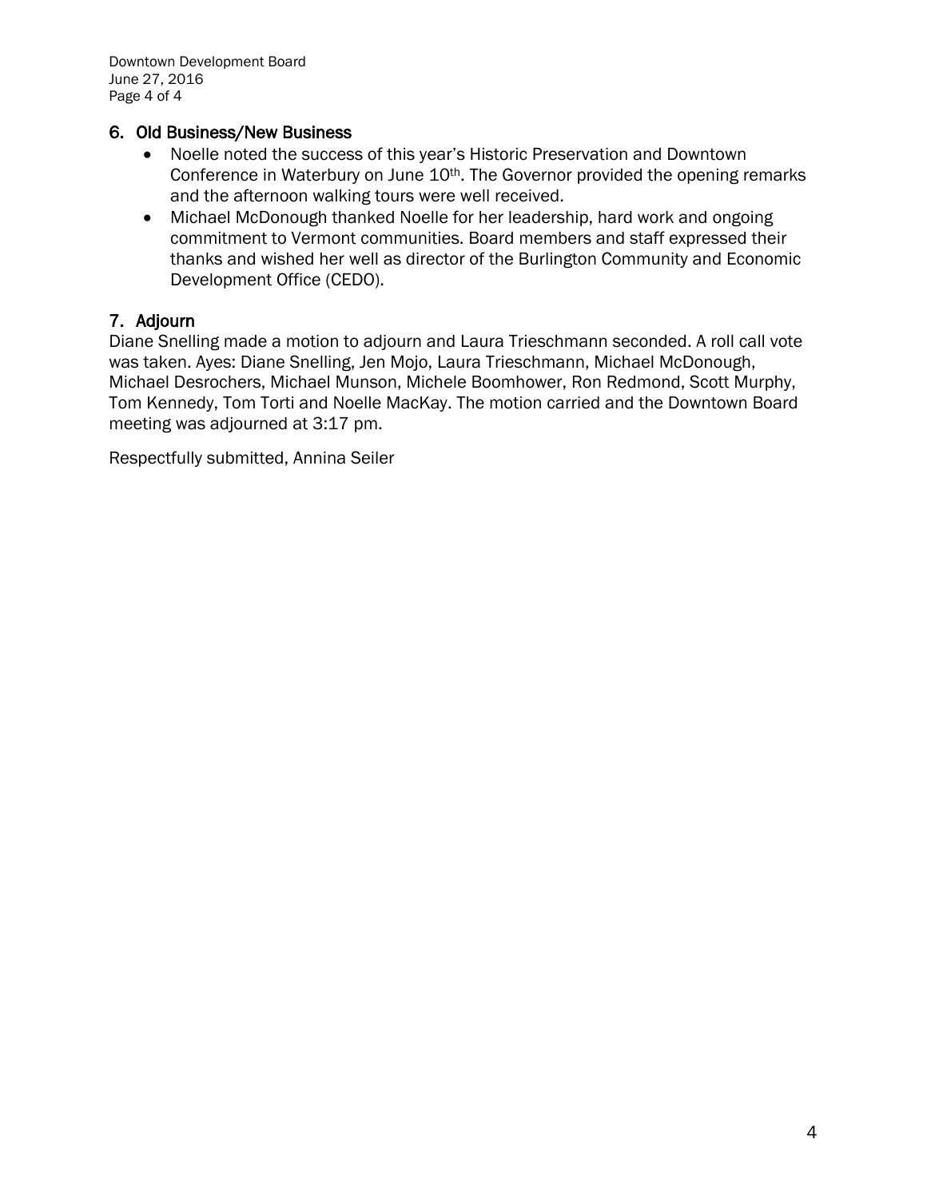## 6. Old Business/New Business

- Noelle noted the success of this year's Historic Preservation and Downtown Conference in Waterbury on June 10th. The Governor provided the opening remarks and the afternoon walking tours were well received.
- Michael McDonough thanked Noelle for her leadership, hard work and ongoing commitment to Vermont communities. Board members and staff expressed their thanks and wished her well as director of the Burlington Community and Economic Development Office (CEDO).

## 7. Adjourn

Diane Snelling made a motion to adjourn and Laura Trieschmann seconded. A roll call vote was taken. Ayes: Diane Snelling, Jen Mojo, Laura Trieschmann, Michael McDonough, Michael Desrochers, Michael Munson, Michele Boomhower, Ron Redmond, Scott Murphy, Tom Kennedy, Tom Torti and Noelle MacKay. The motion carried and the Downtown Board meeting was adjourned at 3:17 pm.

Respectfully submitted, Annina Seiler